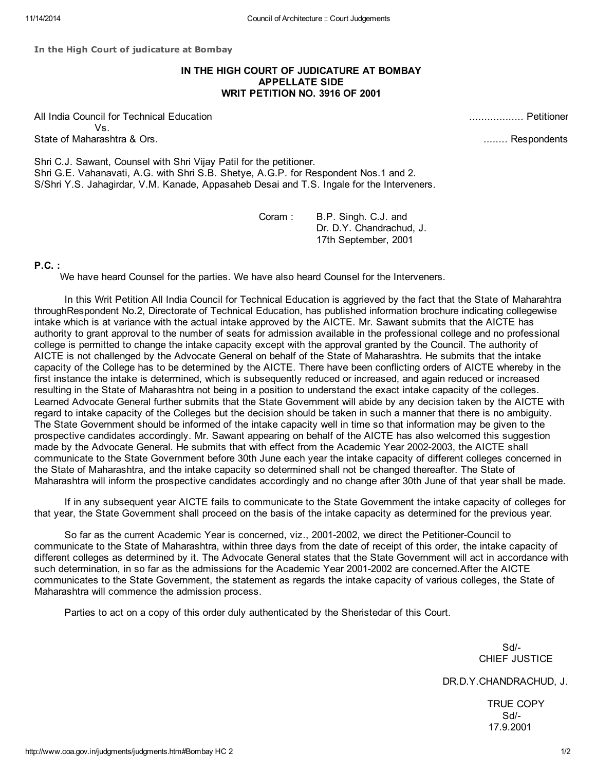In the High Court of judicature at Bombay

**IN THE HIGH COURT OF JUDICATURE AT BOMBAY**
**APPELLATE SIDE**
**WRIT PETITION NO. 3916 OF 2001**

All India Council for Technical Education ……………… Petitioner
Vs.
State of Maharashtra & Ors. …….. Respondents

Shri C.J. Sawant, Counsel with Shri Vijay Patil for the petitioner.
Shri G.E. Vahanavati, A.G. with Shri S.B. Shetye, A.G.P. for Respondent Nos.1 and 2.
S/Shri Y.S. Jahagirdar, V.M. Kanade, Appasaheb Desai and T.S. Ingale for the Interveners.

Coram : B.P. Singh. C.J. and
Dr. D.Y. Chandrachud, J.
17th September, 2001

**P.C. :**

We have heard Counsel for the parties. We have also heard Counsel for the Interveners.

In this Writ Petition All India Council for Technical Education is aggrieved by the fact that the State of Maharahtra throughRespondent No.2, Directorate of Technical Education, has published information brochure indicating collegewise intake which is at variance with the actual intake approved by the AICTE. Mr. Sawant submits that the AICTE has authority to grant approval to the number of seats for admission available in the professional college and no professional college is permitted to change the intake capacity except with the approval granted by the Council. The authority of AICTE is not challenged by the Advocate General on behalf of the State of Maharashtra. He submits that the intake capacity of the College has to be determined by the AICTE. There have been conflicting orders of AICTE whereby in the first instance the intake is determined, which is subsequently reduced or increased, and again reduced or increased resulting in the State of Maharashtra not being in a position to understand the exact intake capacity of the colleges. Learned Advocate General further submits that the State Government will abide by any decision taken by the AICTE with regard to intake capacity of the Colleges but the decision should be taken in such a manner that there is no ambiguity. The State Government should be informed of the intake capacity well in time so that information may be given to the prospective candidates accordingly. Mr. Sawant appearing on behalf of the AICTE has also welcomed this suggestion made by the Advocate General. He submits that with effect from the Academic Year 2002-2003, the AICTE shall communicate to the State Government before 30th June each year the intake capacity of different colleges concerned in the State of Maharashtra, and the intake capacity so determined shall not be changed thereafter. The State of Maharashtra will inform the prospective candidates accordingly and no change after 30th June of that year shall be made.

If in any subsequent year AICTE fails to communicate to the State Government the intake capacity of colleges for that year, the State Government shall proceed on the basis of the intake capacity as determined for the previous year.

So far as the current Academic Year is concerned, viz., 2001-2002, we direct the Petitioner-Council to communicate to the State of Maharashtra, within three days from the date of receipt of this order, the intake capacity of different colleges as determined by it. The Advocate General states that the State Government will act in accordance with such determination, in so far as the admissions for the Academic Year 2001-2002 are concerned.After the AICTE communicates to the State Government, the statement as regards the intake capacity of various colleges, the State of Maharashtra will commence the admission process.

Parties to act on a copy of this order duly authenticated by the Sheristedar of this Court.

Sd/-
CHIEF JUSTICE

DR.D.Y.CHANDRACHUD, J.

TRUE COPY
Sd/-
17.9.2001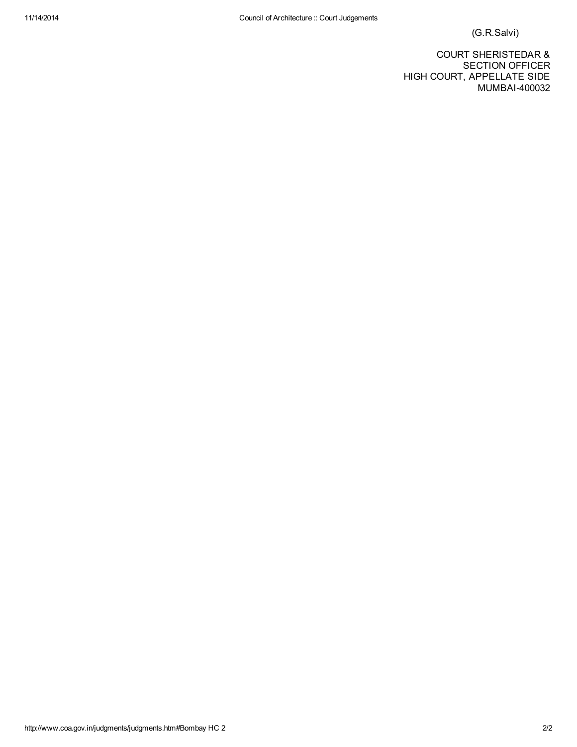(G.R.Salvi)

COURT SHERISTEDAR &
SECTION OFFICER
HIGH COURT, APPELLATE SIDE
MUMBAI-400032